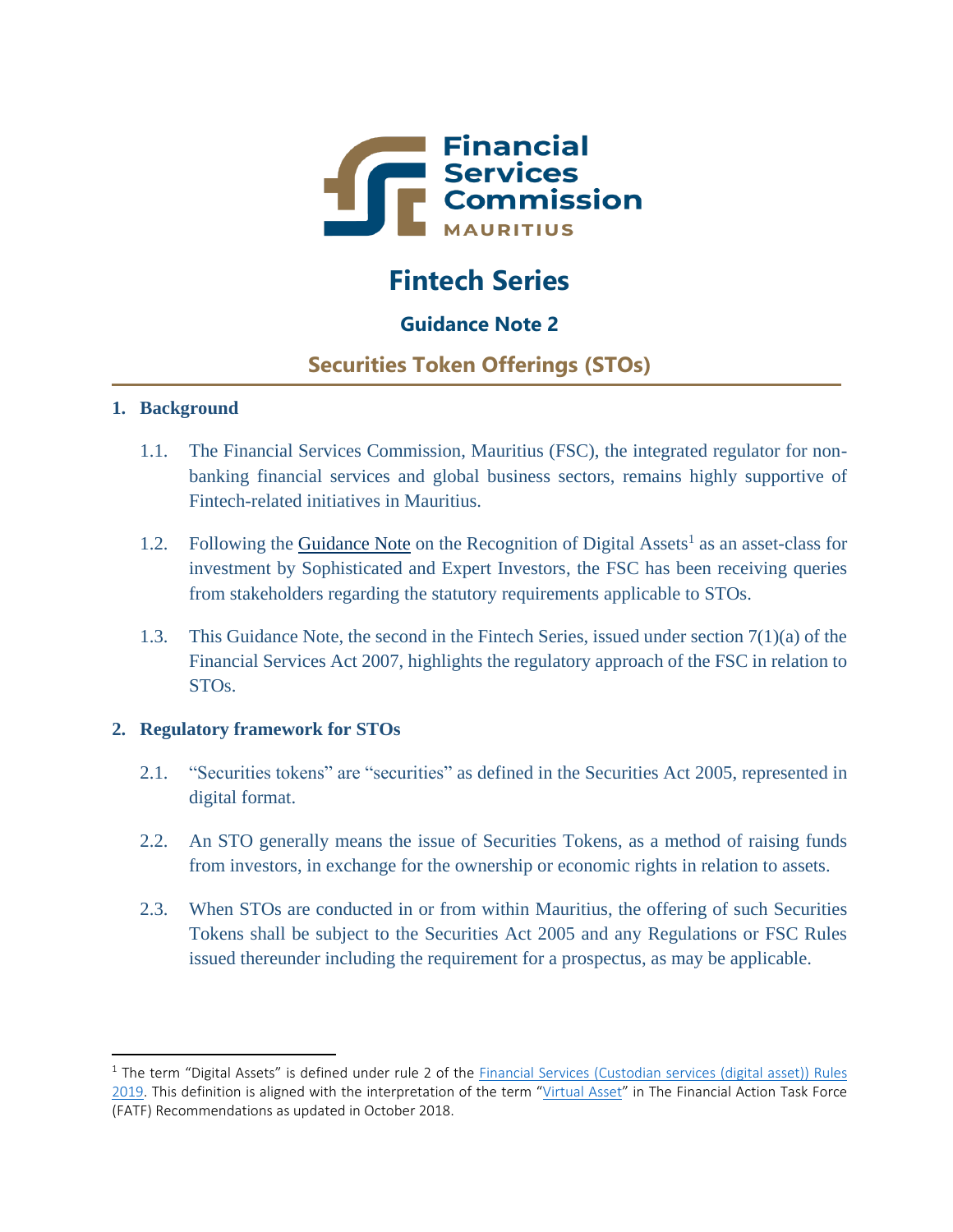Financial Services Commission MAURITIUS

# Fintech Series

## Guidance Note 2

## Securities Token Offerings (STOs)

### 1. Background

1.1. The Financial Services Commission, Mauritius (FSC), the integrated regulator for non-banking financial services and global business sectors, remains highly supportive of Fintech-related initiatives in Mauritius.

1.2. Following the Guidance Note on the Recognition of Digital Assets[1] as an asset-class for investment by Sophisticated and Expert Investors, the FSC has been receiving queries from stakeholders regarding the statutory requirements applicable to STOs.

1.3. This Guidance Note, the second in the Fintech Series, issued under section 7(1)(a) of the Financial Services Act 2007, highlights the regulatory approach of the FSC in relation to STOs.

### 2. Regulatory framework for STOs

2.1. "Securities tokens" are "securities" as defined in the Securities Act 2005, represented in digital format.

2.2. An STO generally means the issue of Securities Tokens, as a method of raising funds from investors, in exchange for the ownership or economic rights in relation to assets.

2.3. When STOs are conducted in or from within Mauritius, the offering of such Securities Tokens shall be subject to the Securities Act 2005 and any Regulations or FSC Rules issued thereunder including the requirement for a prospectus, as may be applicable.

---

[1] The term "Digital Assets" is defined under rule 2 of the Financial Services (Custodian services (digital asset)) Rules 2019. This definition is aligned with the interpretation of the term "Virtual Asset" in The Financial Action Task Force (FATF) Recommendations as updated in October 2018.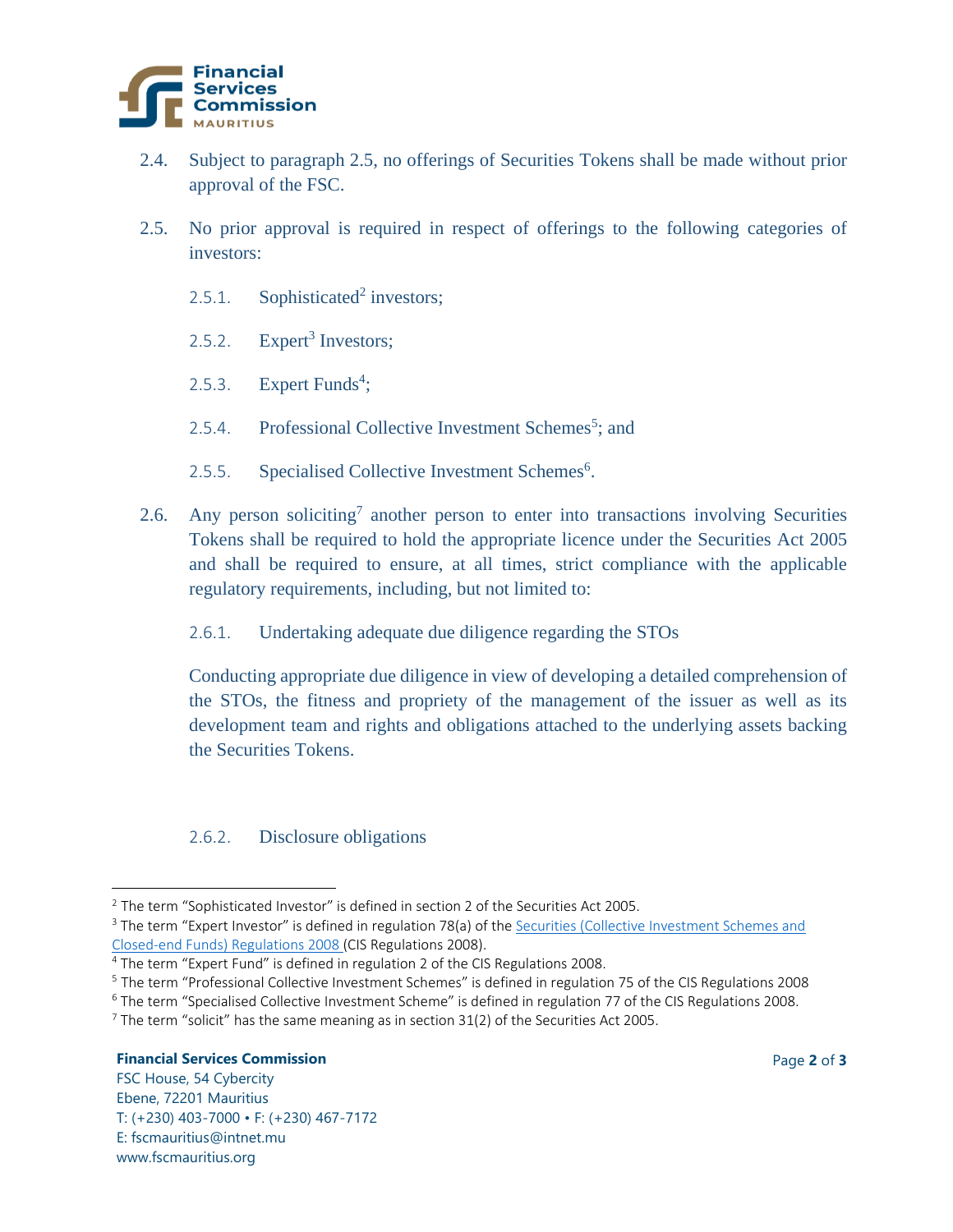2.4. Subject to paragraph 2.5, no offerings of Securities Tokens shall be made without prior approval of the FSC.

2.5. No prior approval is required in respect of offerings to the following categories of investors:

2.5.1. Sophisticated[2] investors;

2.5.2. Expert[3] Investors;

2.5.3. Expert Funds[4];

2.5.4. Professional Collective Investment Schemes[5]; and

2.5.5. Specialised Collective Investment Schemes[6].

2.6. Any person soliciting[7] another person to enter into transactions involving Securities Tokens shall be required to hold the appropriate licence under the Securities Act 2005 and shall be required to ensure, at all times, strict compliance with the applicable regulatory requirements, including, but not limited to:

2.6.1. Undertaking adequate due diligence regarding the STOs

Conducting appropriate due diligence in view of developing a detailed comprehension of the STOs, the fitness and propriety of the management of the issuer as well as its development team and rights and obligations attached to the underlying assets backing the Securities Tokens.

2.6.2. Disclosure obligations

---

[2] The term "Sophisticated Investor" is defined in section 2 of the Securities Act 2005.

[3] The term "Expert Investor" is defined in regulation 78(a) of the Securities (Collective Investment Schemes and Closed-end Funds) Regulations 2008 (CIS Regulations 2008).

[4] The term "Expert Fund" is defined in regulation 2 of the CIS Regulations 2008.

[5] The term "Professional Collective Investment Schemes" is defined in regulation 75 of the CIS Regulations 2008

[6] The term "Specialised Collective Investment Scheme" is defined in regulation 77 of the CIS Regulations 2008.

[7] The term "solicit" has the same meaning as in section 31(2) of the Securities Act 2005.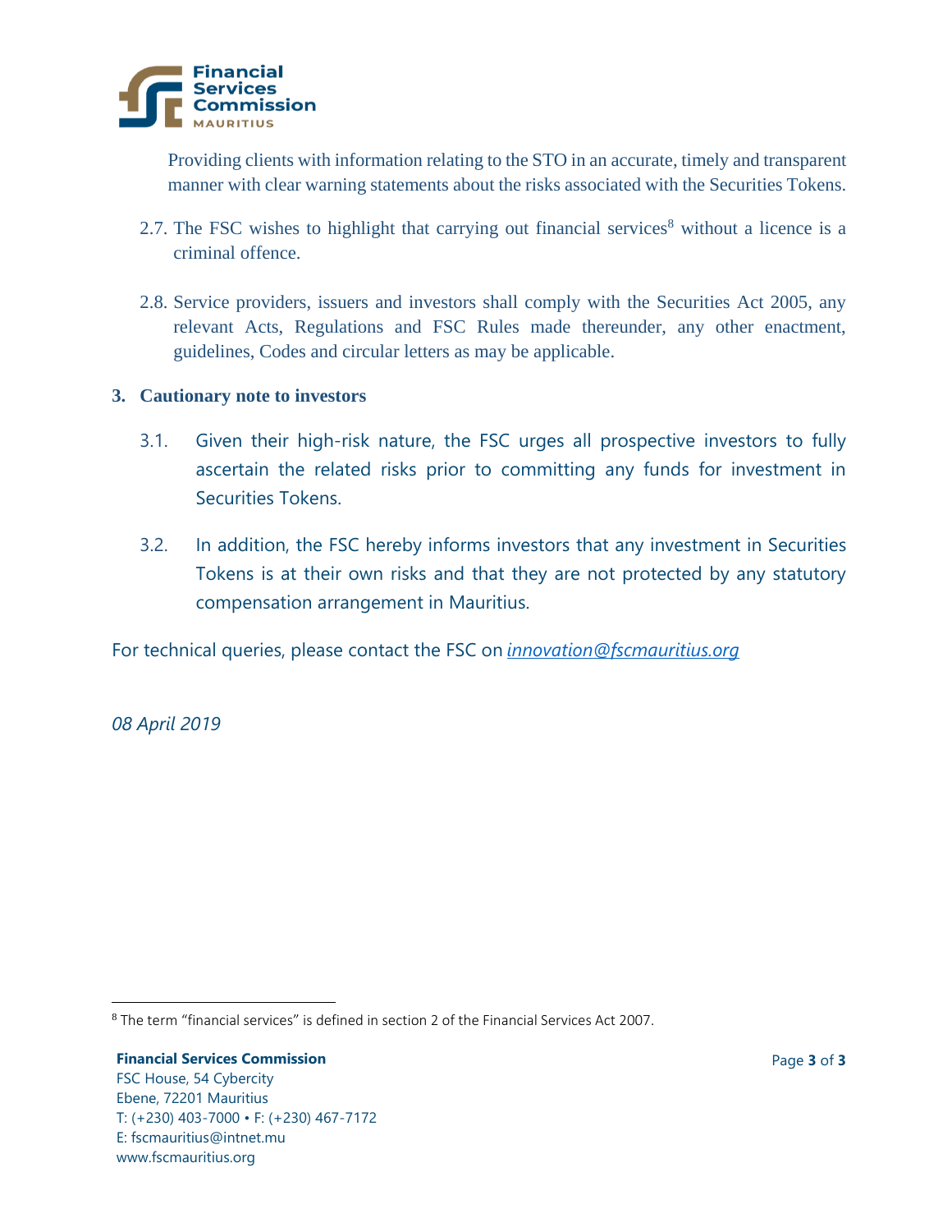Providing clients with information relating to the STO in an accurate, timely and transparent manner with clear warning statements about the risks associated with the Securities Tokens.

2.7. The FSC wishes to highlight that carrying out financial services[8] without a licence is a criminal offence.

2.8. Service providers, issuers and investors shall comply with the Securities Act 2005, any relevant Acts, Regulations and FSC Rules made thereunder, any other enactment, guidelines, Codes and circular letters as may be applicable.

## 3. Cautionary note to investors

3.1. Given their high-risk nature, the FSC urges all prospective investors to fully ascertain the related risks prior to committing any funds for investment in Securities Tokens.

3.2. In addition, the FSC hereby informs investors that any investment in Securities Tokens is at their own risks and that they are not protected by any statutory compensation arrangement in Mauritius.

For technical queries, please contact the FSC on *innovation@fscmauritius.org*

*08 April 2019*

[8] The term "financial services" is defined in section 2 of the Financial Services Act 2007.

**Financial Services Commission**
FSC House, 54 Cybercity
Ebene, 72201 Mauritius
T: (+230) 403-7000 • F: (+230) 467-7172
E: fscmauritius@intnet.mu
www.fscmauritius.org